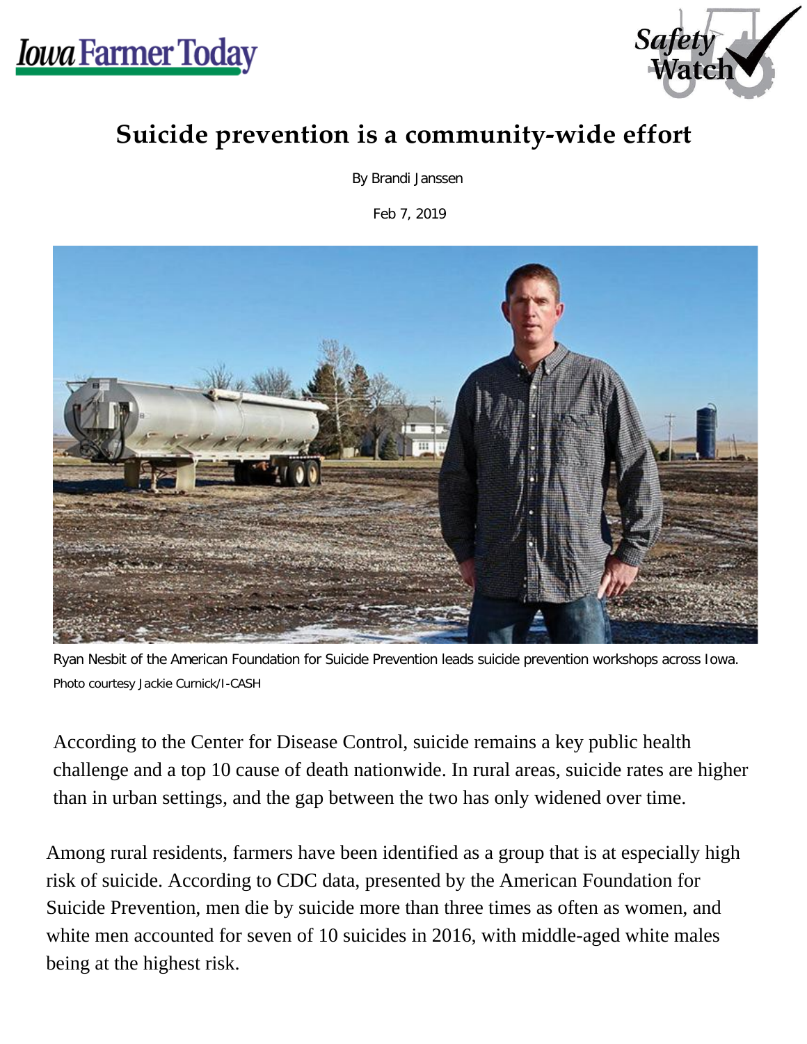Iowa Farmer Today

Safety Watch

# Suicide prevention is a community-wide effort

By Brandi Janssen

Feb 7, 2019

Ryan Nesbit of the American Foundation for Suicide Prevention leads suicide prevention workshops across Iowa.
Photo courtesy Jackie Curnick/I-CASH

According to the Center for Disease Control, suicide remains a key public health challenge and a top 10 cause of death nationwide. In rural areas, suicide rates are higher than in urban settings, and the gap between the two has only widened over time.

Among rural residents, farmers have been identified as a group that is at especially high risk of suicide. According to CDC data, presented by the American Foundation for Suicide Prevention, men die by suicide more than three times as often as women, and white men accounted for seven of 10 suicides in 2016, with middle-aged white males being at the highest risk.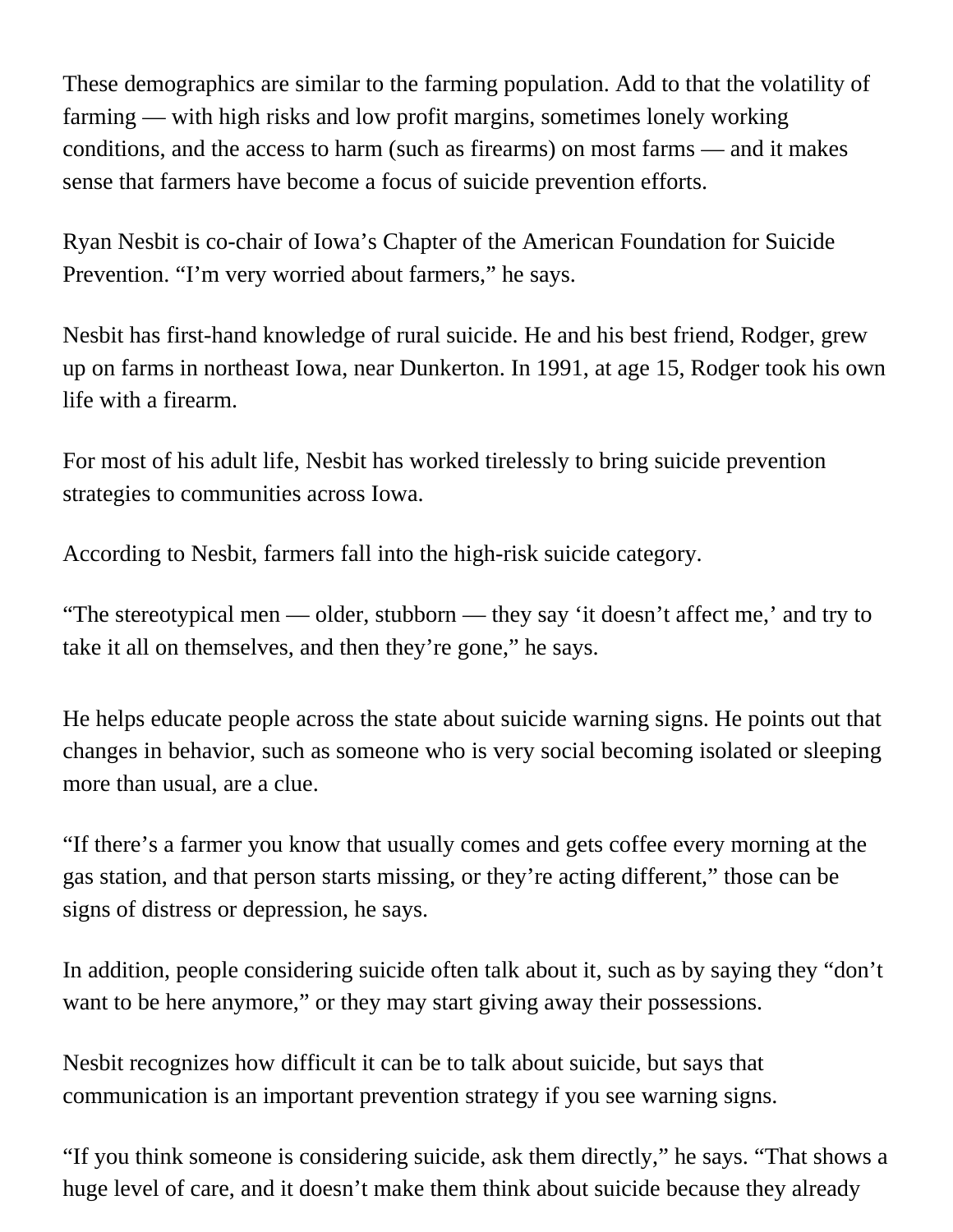These demographics are similar to the farming population. Add to that the volatility of farming — with high risks and low profit margins, sometimes lonely working conditions, and the access to harm (such as firearms) on most farms — and it makes sense that farmers have become a focus of suicide prevention efforts.

Ryan Nesbit is co-chair of Iowa's Chapter of the American Foundation for Suicide Prevention. "I'm very worried about farmers," he says.

Nesbit has first-hand knowledge of rural suicide. He and his best friend, Rodger, grew up on farms in northeast Iowa, near Dunkerton. In 1991, at age 15, Rodger took his own life with a firearm.

For most of his adult life, Nesbit has worked tirelessly to bring suicide prevention strategies to communities across Iowa.

According to Nesbit, farmers fall into the high-risk suicide category.

"The stereotypical men — older, stubborn — they say 'it doesn't affect me,' and try to take it all on themselves, and then they're gone," he says.

He helps educate people across the state about suicide warning signs. He points out that changes in behavior, such as someone who is very social becoming isolated or sleeping more than usual, are a clue.

"If there's a farmer you know that usually comes and gets coffee every morning at the gas station, and that person starts missing, or they're acting different," those can be signs of distress or depression, he says.

In addition, people considering suicide often talk about it, such as by saying they "don't want to be here anymore," or they may start giving away their possessions.

Nesbit recognizes how difficult it can be to talk about suicide, but says that communication is an important prevention strategy if you see warning signs.

"If you think someone is considering suicide, ask them directly," he says. "That shows a huge level of care, and it doesn't make them think about suicide because they already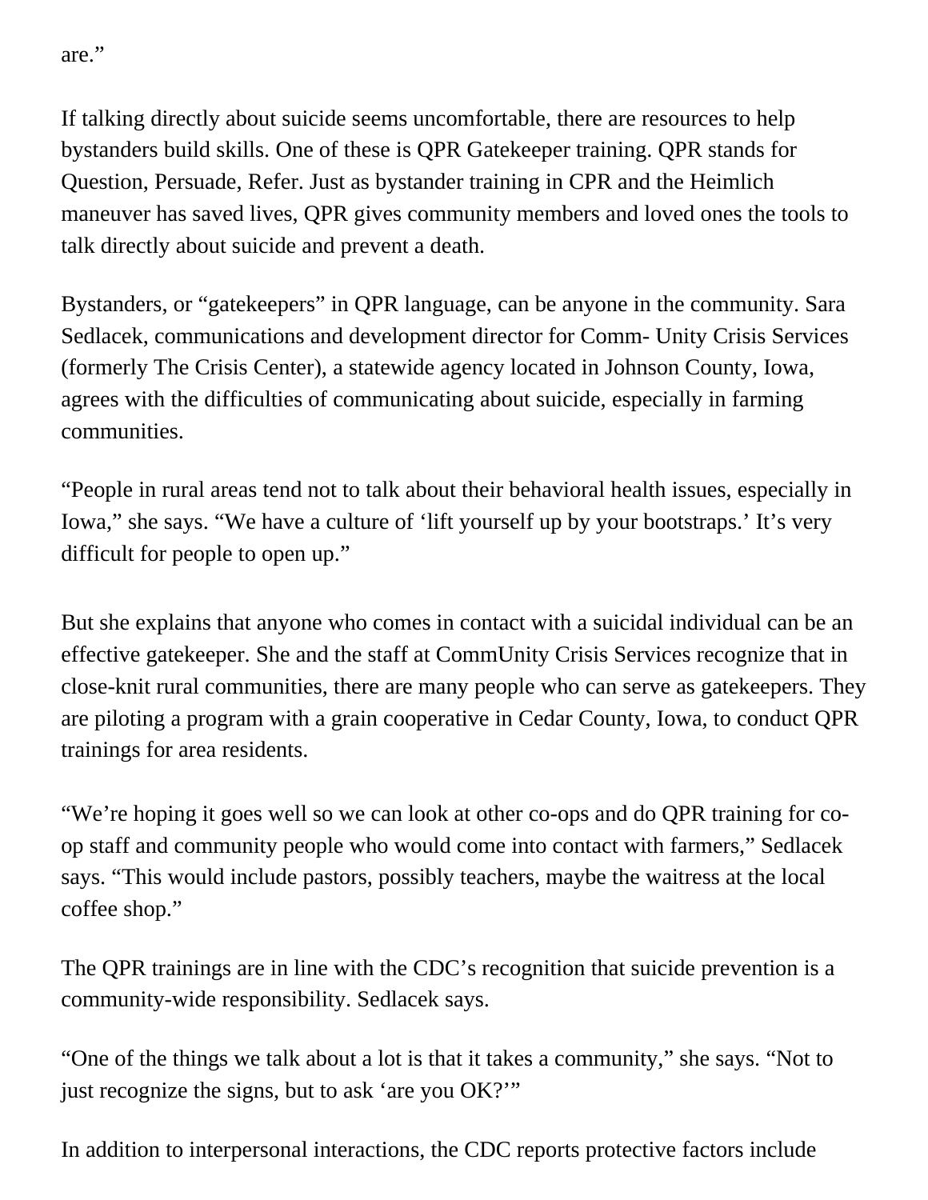are."

If talking directly about suicide seems uncomfortable, there are resources to help bystanders build skills. One of these is QPR Gatekeeper training. QPR stands for Question, Persuade, Refer. Just as bystander training in CPR and the Heimlich maneuver has saved lives, QPR gives community members and loved ones the tools to talk directly about suicide and prevent a death.

Bystanders, or "gatekeepers" in QPR language, can be anyone in the community. Sara Sedlacek, communications and development director for Comm- Unity Crisis Services (formerly The Crisis Center), a statewide agency located in Johnson County, Iowa, agrees with the difficulties of communicating about suicide, especially in farming communities.

"People in rural areas tend not to talk about their behavioral health issues, especially in Iowa," she says. "We have a culture of 'lift yourself up by your bootstraps.' It's very difficult for people to open up."

But she explains that anyone who comes in contact with a suicidal individual can be an effective gatekeeper. She and the staff at CommUnity Crisis Services recognize that in close-knit rural communities, there are many people who can serve as gatekeepers. They are piloting a program with a grain cooperative in Cedar County, Iowa, to conduct QPR trainings for area residents.

"We're hoping it goes well so we can look at other co-ops and do QPR training for co-op staff and community people who would come into contact with farmers," Sedlacek says. "This would include pastors, possibly teachers, maybe the waitress at the local coffee shop."

The QPR trainings are in line with the CDC's recognition that suicide prevention is a community-wide responsibility. Sedlacek says.

"One of the things we talk about a lot is that it takes a community," she says. "Not to just recognize the signs, but to ask 'are you OK?'"

In addition to interpersonal interactions, the CDC reports protective factors include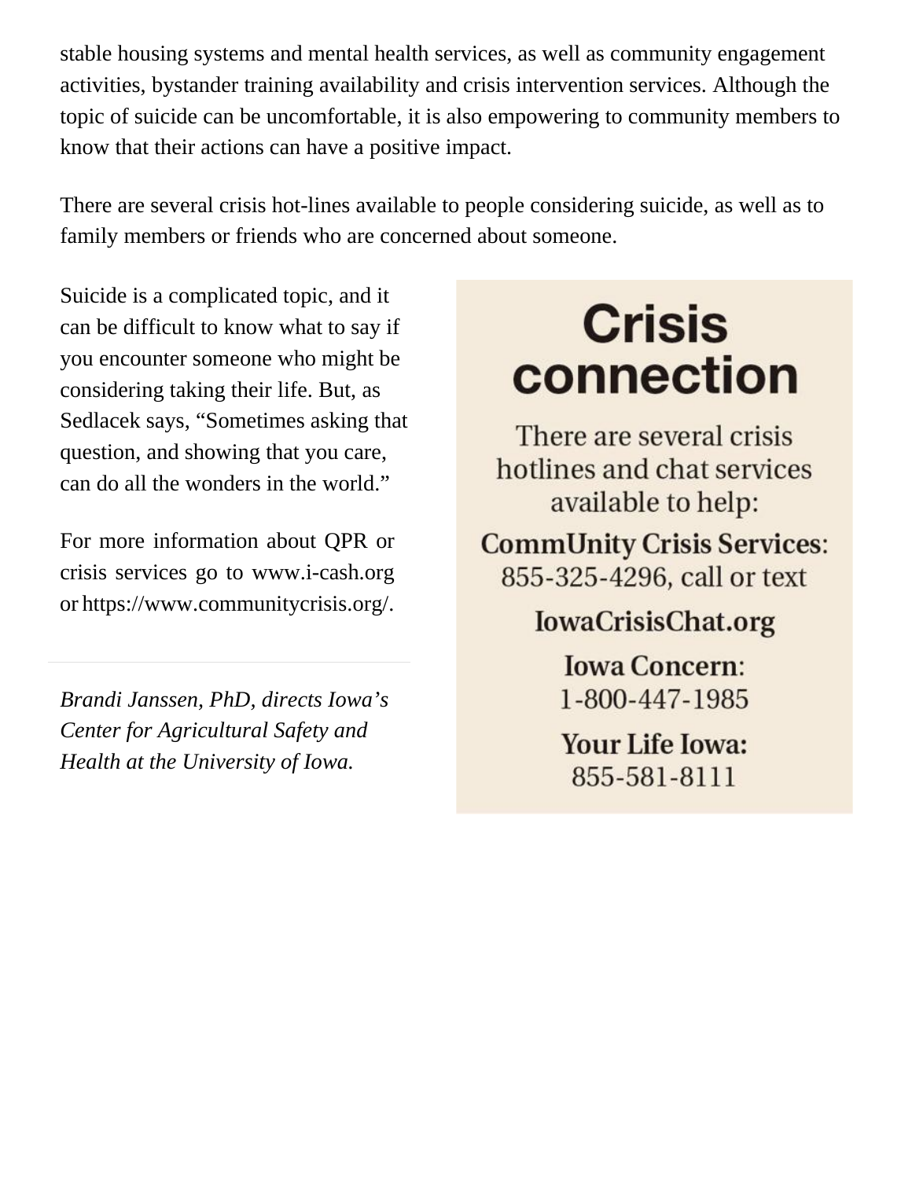stable housing systems and mental health services, as well as community engagement activities, bystander training availability and crisis intervention services. Although the topic of suicide can be uncomfortable, it is also empowering to community members to know that their actions can have a positive impact.

There are several crisis hot-lines available to people considering suicide, as well as to family members or friends who are concerned about someone.

Suicide is a complicated topic, and it can be difficult to know what to say if you encounter someone who might be considering taking their life. But, as Sedlacek says, “Sometimes asking that question, and showing that you care, can do all the wonders in the world.”

For more information about QPR or crisis services go to www.i-cash.org or https://www.communitycrisis.org/.

---

*Brandi Janssen, PhD, directs Iowa’s Center for Agricultural Safety and Health at the University of Iowa.*

## Crisis connection

There are several crisis hotlines and chat services available to help:

**CommUnity Crisis Services**: 855-325-4296, call or text

**IowaCrisisChat.org**

**Iowa Concern**: 1-800-447-1985

**Your Life Iowa:** 855-581-8111